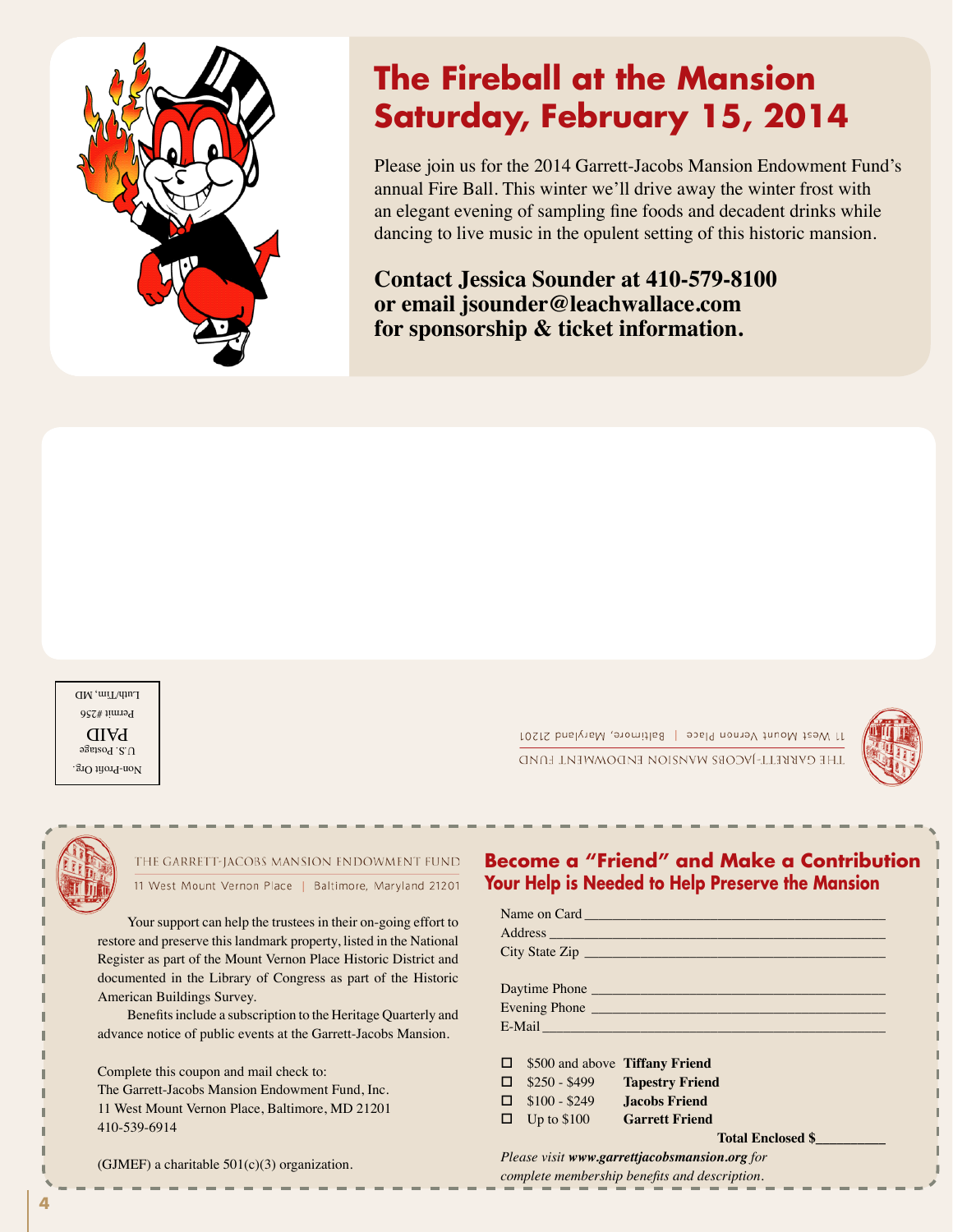# The Fireball at the Mansion Saturday, February 15, 2014

Please join us for the 2014 Garrett-Jacobs Mansion Endowment Fund's annual Fire Ball. This winter we'll drive away the winter frost with an elegant evening of sampling fine foods and decadent drinks while dancing to live music in the opulent setting of this historic mansion.

**Contact Jessica Sounder at 410-579-8100 or email jsounder@leachwallace.com for sponsorship & ticket information.**

Non-Profit Org.
U.S. Postage
PAID
Permit #256
Luth/Tim, MD

THE GARRETT-JACOBS MANSION ENDOWMENT FUND
11 West Mount Vernon Place | Baltimore, Maryland 21201

---

THE GARRETT-JACOBS MANSION ENDOWMENT FUND
11 West Mount Vernon Place | Baltimore, Maryland 21201

Your support can help the trustees in their on-going effort to restore and preserve this landmark property, listed in the National Register as part of the Mount Vernon Place Historic District and documented in the Library of Congress as part of the Historic American Buildings Survey.

Benefits include a subscription to the Heritage Quarterly and advance notice of public events at the Garrett-Jacobs Mansion.

Complete this coupon and mail check to:
The Garrett-Jacobs Mansion Endowment Fund, Inc.
11 West Mount Vernon Place, Baltimore, MD 21201
410-539-6914

(GJMEF) a charitable 501(c)(3) organization.

## Become a "Friend" and Make a Contribution

### Your Help is Needed to Help Preserve the Mansion

Name on Card ____________________
Address ____________________
City State Zip ____________________

Daytime Phone ____________________
Evening Phone ____________________
E-Mail ____________________

- ☐ $500 and above **Tiffany Friend**
- ☐ $250 - $499 **Tapestry Friend**
- ☐ $100 - $249 **Jacobs Friend**
- ☐ Up to $100 **Garrett Friend**

**Total Enclosed $_________**

*Please visit **www.garrettjacobsmansion.org** for complete membership benefits and description.*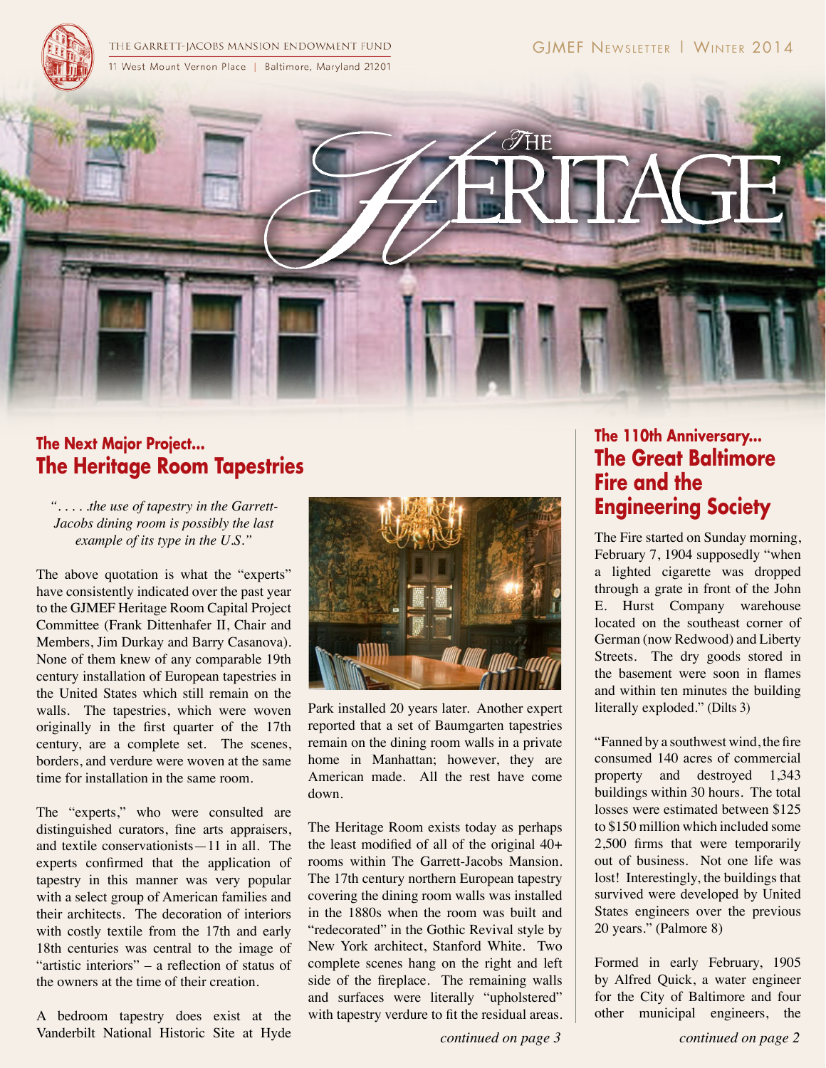THE GARRETT-JACOBS MANSION ENDOWMENT FUND
11 West Mount Vernon Place | Baltimore, Maryland 21201

GJMEF Newsletter | Winter 2014

# The Heritage

## The Next Major Project...
## The Heritage Room Tapestries

*". . . . .the use of tapestry in the Garrett-Jacobs dining room is possibly the last example of its type in the U.S."*

The above quotation is what the "experts" have consistently indicated over the past year to the GJMEF Heritage Room Capital Project Committee (Frank Dittenhafer II, Chair and Members, Jim Durkay and Barry Casanova). None of them knew of any comparable 19th century installation of European tapestries in the United States which still remain on the walls. The tapestries, which were woven originally in the first quarter of the 17th century, are a complete set. The scenes, borders, and verdure were woven at the same time for installation in the same room.

The "experts," who were consulted are distinguished curators, fine arts appraisers, and textile conservationists—11 in all. The experts confirmed that the application of tapestry in this manner was very popular with a select group of American families and their architects. The decoration of interiors with costly textile from the 17th and early 18th centuries was central to the image of "artistic interiors" – a reflection of status of the owners at the time of their creation.

A bedroom tapestry does exist at the Vanderbilt National Historic Site at Hyde Park installed 20 years later. Another expert reported that a set of Baumgarten tapestries remain on the dining room walls in a private home in Manhattan; however, they are American made. All the rest have come down.

The Heritage Room exists today as perhaps the least modified of all of the original 40+ rooms within The Garrett-Jacobs Mansion. The 17th century northern European tapestry covering the dining room walls was installed in the 1880s when the room was built and "redecorated" in the Gothic Revival style by New York architect, Stanford White. Two complete scenes hang on the right and left side of the fireplace. The remaining walls and surfaces were literally "upholstered" with tapestry verdure to fit the residual areas.

*continued on page 3*

## The 110th Anniversary...
## The Great Baltimore Fire and the Engineering Society

The Fire started on Sunday morning, February 7, 1904 supposedly "when a lighted cigarette was dropped through a grate in front of the John E. Hurst Company warehouse located on the southeast corner of German (now Redwood) and Liberty Streets. The dry goods stored in the basement were soon in flames and within ten minutes the building literally exploded." (Dilts 3)

"Fanned by a southwest wind, the fire consumed 140 acres of commercial property and destroyed 1,343 buildings within 30 hours. The total losses were estimated between $125 to $150 million which included some 2,500 firms that were temporarily out of business. Not one life was lost! Interestingly, the buildings that survived were developed by United States engineers over the previous 20 years." (Palmore 8)

Formed in early February, 1905 by Alfred Quick, a water engineer for the City of Baltimore and four other municipal engineers, the

*continued on page 2*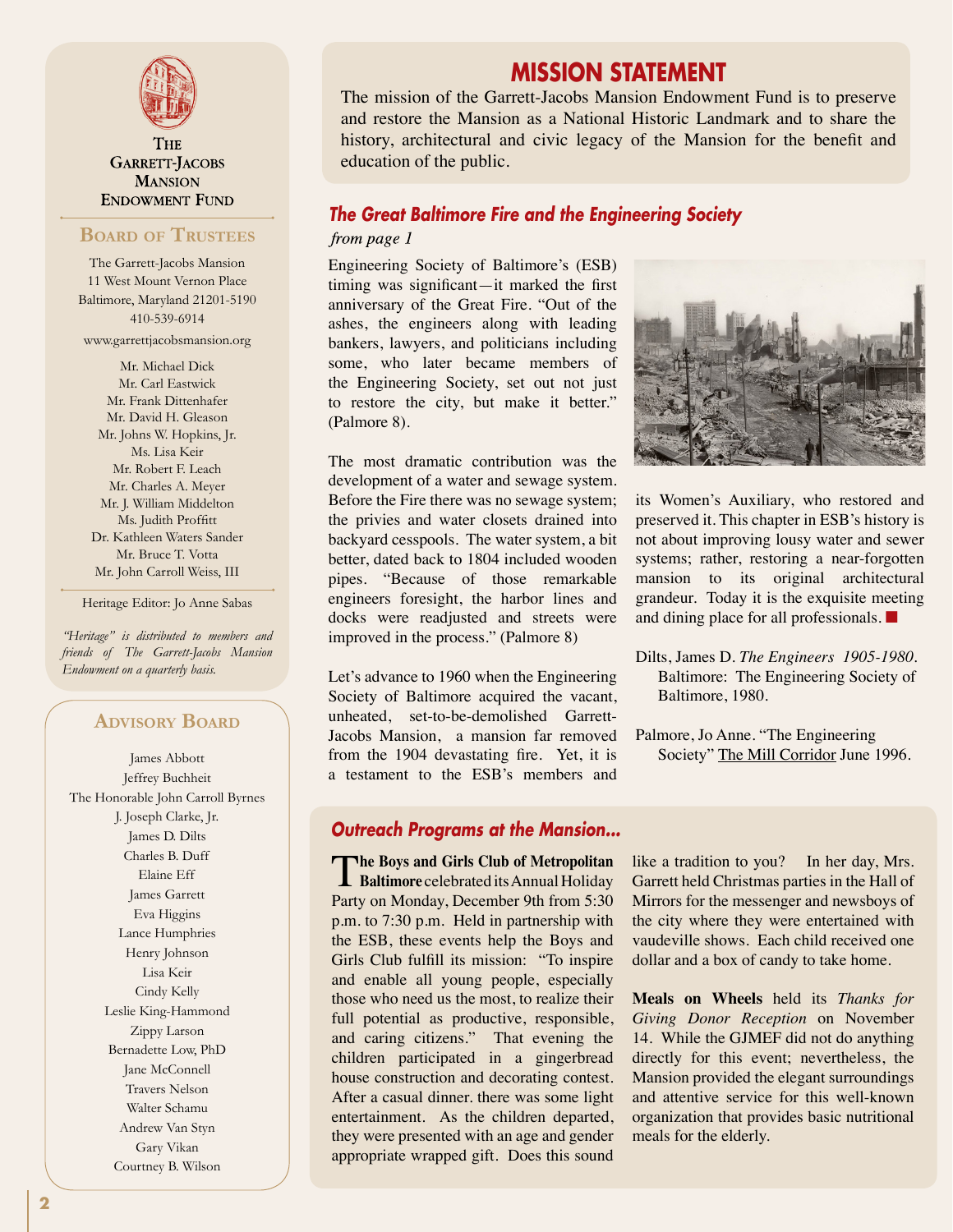## The Garrett-Jacobs Mansion Endowment Fund

### Board of Trustees

The Garrett-Jacobs Mansion
11 West Mount Vernon Place
Baltimore, Maryland 21201-5190
410-539-6914

www.garrettjacobsmansion.org

Mr. Michael Dick
Mr. Carl Eastwick
Mr. Frank Dittenhafer
Mr. David H. Gleason
Mr. Johns W. Hopkins, Jr.
Ms. Lisa Keir
Mr. Robert F. Leach
Mr. Charles A. Meyer
Mr. J. William Middelton
Ms. Judith Proffitt
Dr. Kathleen Waters Sander
Mr. Bruce T. Votta
Mr. John Carroll Weiss, III

Heritage Editor: Jo Anne Sabas

*"Heritage" is distributed to members and friends of The Garrett-Jacobs Mansion Endowment on a quarterly basis.*

### Advisory Board

James Abbott
Jeffrey Buchheit
The Honorable John Carroll Byrnes
J. Joseph Clarke, Jr.
James D. Dilts
Charles B. Duff
Elaine Eff
James Garrett
Eva Higgins
Lance Humphries
Henry Johnson
Lisa Keir
Cindy Kelly
Leslie King-Hammond
Zippy Larson
Bernadette Low, PhD
Jane McConnell
Travers Nelson
Walter Schamu
Andrew Van Styn
Gary Vikan
Courtney B. Wilson

## MISSION STATEMENT

The mission of the Garrett-Jacobs Mansion Endowment Fund is to preserve and restore the Mansion as a National Historic Landmark and to share the history, architectural and civic legacy of the Mansion for the benefit and education of the public.

## *The Great Baltimore Fire and the Engineering Society*

*from page 1*

Engineering Society of Baltimore's (ESB) timing was significant—it marked the first anniversary of the Great Fire. "Out of the ashes, the engineers along with leading bankers, lawyers, and politicians including some, who later became members of the Engineering Society, set out not just to restore the city, but make it better." (Palmore 8).

The most dramatic contribution was the development of a water and sewage system. Before the Fire there was no sewage system; the privies and water closets drained into backyard cesspools. The water system, a bit better, dated back to 1804 included wooden pipes. "Because of those remarkable engineers foresight, the harbor lines and docks were readjusted and streets were improved in the process." (Palmore 8)

Let's advance to 1960 when the Engineering Society of Baltimore acquired the vacant, unheated, set-to-be-demolished Garrett-Jacobs Mansion, a mansion far removed from the 1904 devastating fire. Yet, it is a testament to the ESB's members and its Women's Auxiliary, who restored and preserved it. This chapter in ESB's history is not about improving lousy water and sewer systems; rather, restoring a near-forgotten mansion to its original architectural grandeur. Today it is the exquisite meeting and dining place for all professionals. ■

Dilts, James D. *The Engineers 1905-1980.* Baltimore: The Engineering Society of Baltimore, 1980.

Palmore, Jo Anne. "The Engineering Society" The Mill Corridor June 1996.

## *Outreach Programs at the Mansion...*

**The Boys and Girls Club of Metropolitan Baltimore** celebrated its Annual Holiday Party on Monday, December 9th from 5:30 p.m. to 7:30 p.m. Held in partnership with the ESB, these events help the Boys and Girls Club fulfill its mission: "To inspire and enable all young people, especially those who need us the most, to realize their full potential as productive, responsible, and caring citizens." That evening the children participated in a gingerbread house construction and decorating contest. After a casual dinner. there was some light entertainment. As the children departed, they were presented with an age and gender appropriate wrapped gift. Does this sound like a tradition to you? In her day, Mrs. Garrett held Christmas parties in the Hall of Mirrors for the messenger and newsboys of the city where they were entertained with vaudeville shows. Each child received one dollar and a box of candy to take home.

**Meals on Wheels** held its *Thanks for Giving Donor Reception* on November 14. While the GJMEF did not do anything directly for this event; nevertheless, the Mansion provided the elegant surroundings and attentive service for this well-known organization that provides basic nutritional meals for the elderly.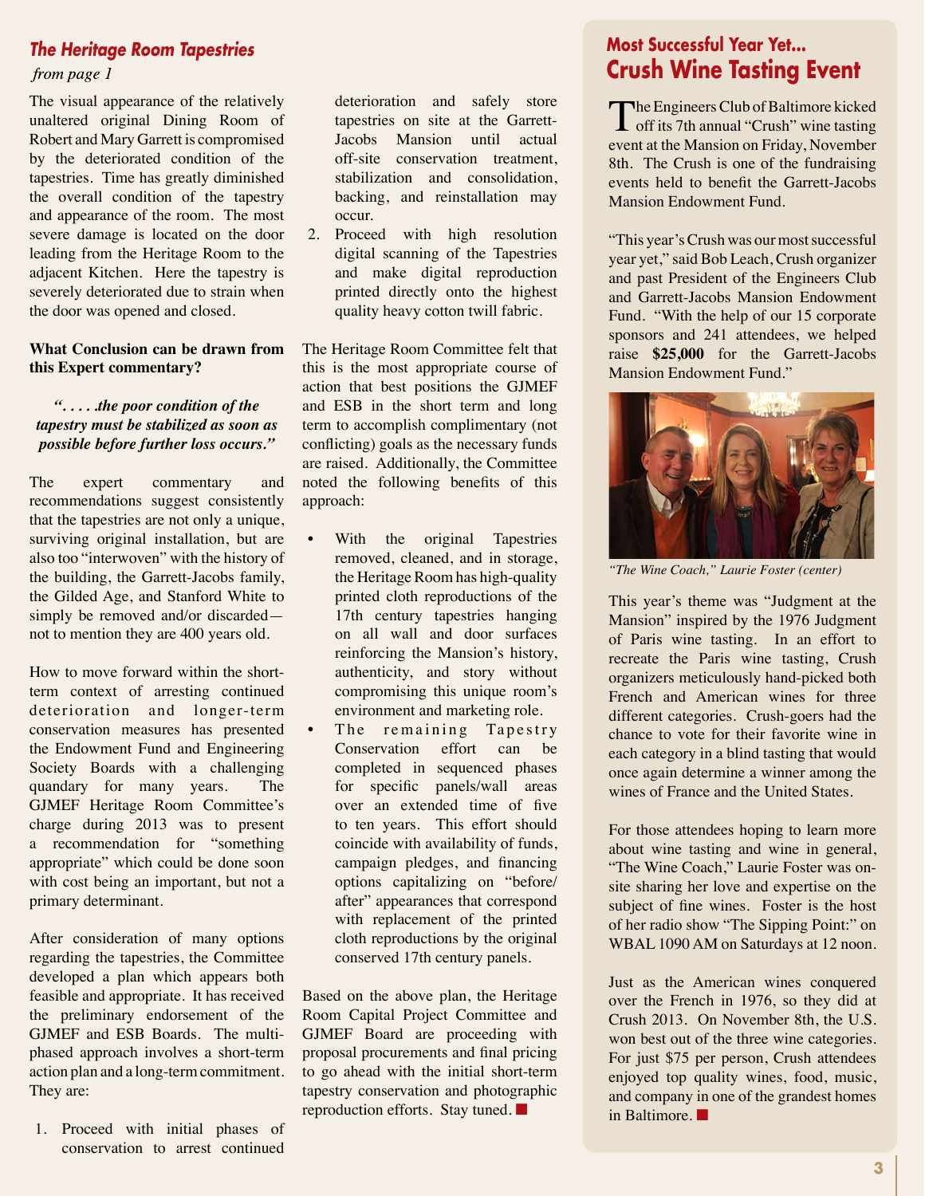## *The Heritage Room Tapestries*

*from page 1*

The visual appearance of the relatively unaltered original Dining Room of Robert and Mary Garrett is compromised by the deteriorated condition of the tapestries. Time has greatly diminished the overall condition of the tapestry and appearance of the room. The most severe damage is located on the door leading from the Heritage Room to the adjacent Kitchen. Here the tapestry is severely deteriorated due to strain when the door was opened and closed.

**What Conclusion can be drawn from this Expert commentary?**

***". . . . .the poor condition of the tapestry must be stabilized as soon as possible before further loss occurs."***

The expert commentary and recommendations suggest consistently that the tapestries are not only a unique, surviving original installation, but are also too "interwoven" with the history of the building, the Garrett-Jacobs family, the Gilded Age, and Stanford White to simply be removed and/or discarded—not to mention they are 400 years old.

How to move forward within the short-term context of arresting continued deterioration and longer-term conservation measures has presented the Endowment Fund and Engineering Society Boards with a challenging quandary for many years. The GJMEF Heritage Room Committee's charge during 2013 was to present a recommendation for "something appropriate" which could be done soon with cost being an important, but not a primary determinant.

After consideration of many options regarding the tapestries, the Committee developed a plan which appears both feasible and appropriate. It has received the preliminary endorsement of the GJMEF and ESB Boards. The multi-phased approach involves a short-term action plan and a long-term commitment. They are:

1. Proceed with initial phases of conservation to arrest continued deterioration and safely store tapestries on site at the Garrett-Jacobs Mansion until actual off-site conservation treatment, stabilization and consolidation, backing, and reinstallation may occur.
2. Proceed with high resolution digital scanning of the Tapestries and make digital reproduction printed directly onto the highest quality heavy cotton twill fabric.

The Heritage Room Committee felt that this is the most appropriate course of action that best positions the GJMEF and ESB in the short and long term to accomplish complimentary (not conflicting) goals as the necessary funds are raised. Additionally, the Committee noted the following benefits of this approach:

- With the original Tapestries removed, cleaned, and in storage, the Heritage Room has high-quality printed cloth reproductions of the 17th century tapestries hanging on all wall and door surfaces reinforcing the Mansion's history, authenticity, and story without compromising this unique room's environment and marketing role.
- The remaining Tapestry Conservation effort can be completed in sequenced phases for specific panels/wall areas over an extended time of five to ten years. This effort should coincide with availability of funds, campaign pledges, and financing options capitalizing on "before/after" appearances that correspond with replacement of the printed cloth reproductions by the original conserved 17th century panels.

Based on the above plan, the Heritage Room Capital Project Committee and GJMEF Board are proceeding with proposal procurements and final pricing to go ahead with the initial short-term tapestry conservation and photographic reproduction efforts. Stay tuned. ■

## Most Successful Year Yet...
# Crush Wine Tasting Event

The Engineers Club of Baltimore kicked off its 7th annual "Crush" wine tasting event at the Mansion on Friday, November 8th. The Crush is one of the fundraising events held to benefit the Garrett-Jacobs Mansion Endowment Fund.

"This year's Crush was our most successful year yet," said Bob Leach, Crush organizer and past President of the Engineers Club and Garrett-Jacobs Mansion Endowment Fund. "With the help of our 15 corporate sponsors and 241 attendees, we helped raise **$25,000** for the Garrett-Jacobs Mansion Endowment Fund."

*"The Wine Coach," Laurie Foster (center)*

This year's theme was "Judgment at the Mansion" inspired by the 1976 Judgment of Paris wine tasting. In an effort to recreate the Paris wine tasting, Crush organizers meticulously hand-picked both French and American wines for three different categories. Crush-goers had the chance to vote for their favorite wine in each category in a blind tasting that would once again determine a winner among the wines of France and the United States.

For those attendees hoping to learn more about wine tasting and wine in general, "The Wine Coach," Laurie Foster was on-site sharing her love and expertise on the subject of fine wines. Foster is the host of her radio show "The Sipping Point:" on WBAL 1090 AM on Saturdays at 12 noon.

Just as the American wines conquered over the French in 1976, so they did at Crush 2013. On November 8th, the U.S. won best out of the three wine categories. For just $75 per person, Crush attendees enjoyed top quality wines, food, music, and company in one of the grandest homes in Baltimore. ■